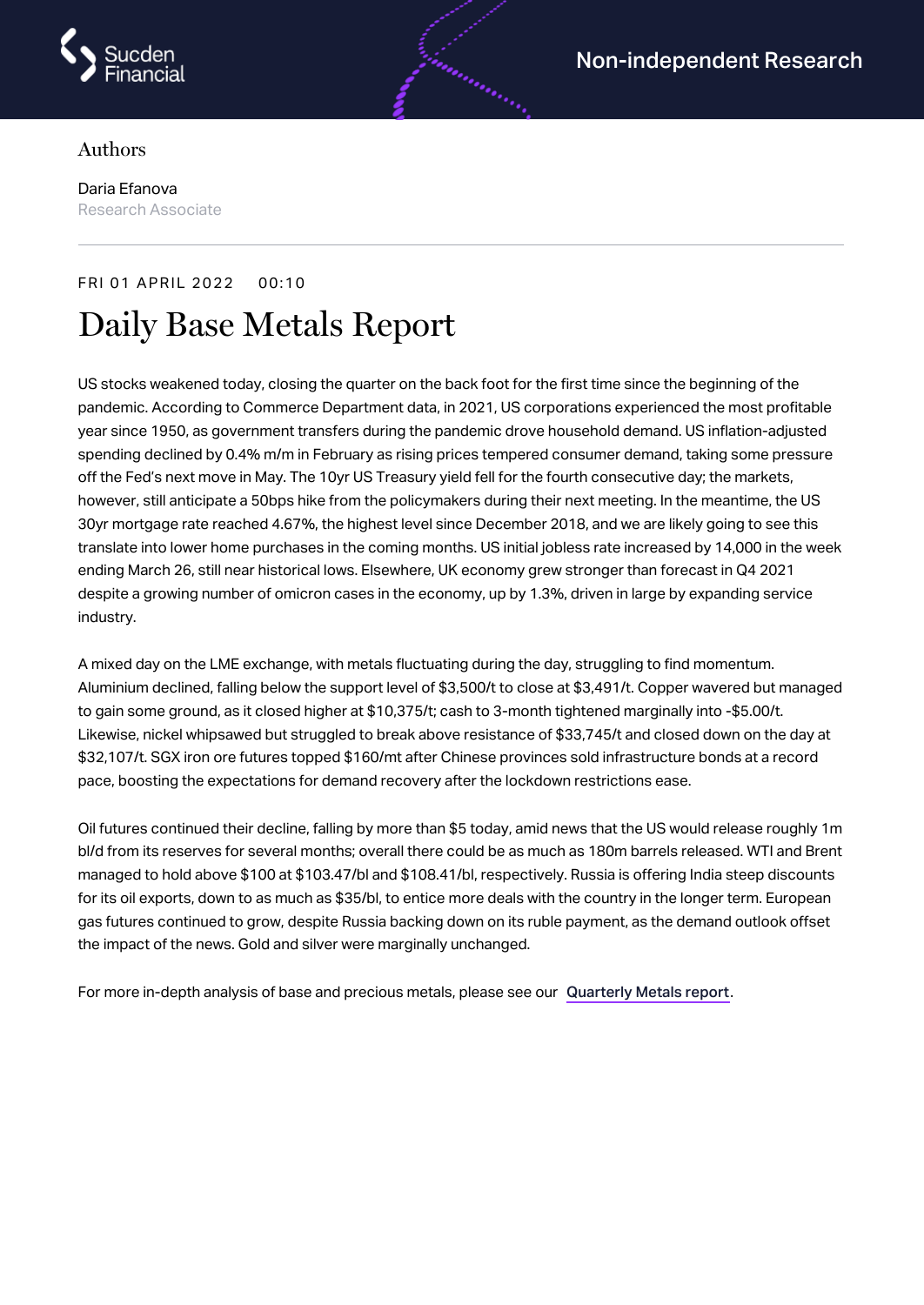Sucden Financial

Non-independent Research

Authors

Daria Efanova
Research Associate

FRI 01 APRIL 2022 00:10

# Daily Base Metals Report

US stocks weakened today, closing the quarter on the back foot for the first time since the beginning of the pandemic. According to Commerce Department data, in 2021, US corporations experienced the most profitable year since 1950, as government transfers during the pandemic drove household demand. US inflation-adjusted spending declined by 0.4% m/m in February as rising prices tempered consumer demand, taking some pressure off the Fed's next move in May. The 10yr US Treasury yield fell for the fourth consecutive day; the markets, however, still anticipate a 50bps hike from the policymakers during their next meeting. In the meantime, the US 30yr mortgage rate reached 4.67%, the highest level since December 2018, and we are likely going to see this translate into lower home purchases in the coming months. US initial jobless rate increased by 14,000 in the week ending March 26, still near historical lows. Elsewhere, UK economy grew stronger than forecast in Q4 2021 despite a growing number of omicron cases in the economy, up by 1.3%, driven in large by expanding service industry.

A mixed day on the LME exchange, with metals fluctuating during the day, struggling to find momentum. Aluminium declined, falling below the support level of $3,500/t to close at $3,491/t. Copper wavered but managed to gain some ground, as it closed higher at $10,375/t; cash to 3-month tightened marginally into -$5.00/t. Likewise, nickel whipsawed but struggled to break above resistance of $33,745/t and closed down on the day at $32,107/t. SGX iron ore futures topped $160/mt after Chinese provinces sold infrastructure bonds at a record pace, boosting the expectations for demand recovery after the lockdown restrictions ease.

Oil futures continued their decline, falling by more than $5 today, amid news that the US would release roughly 1m bl/d from its reserves for several months; overall there could be as much as 180m barrels released. WTI and Brent managed to hold above $100 at $103.47/bl and $108.41/bl, respectively. Russia is offering India steep discounts for its oil exports, down to as much as $35/bl, to entice more deals with the country in the longer term. European gas futures continued to grow, despite Russia backing down on its ruble payment, as the demand outlook offset the impact of the news. Gold and silver were marginally unchanged.

For more in-depth analysis of base and precious metals, please see our Quarterly Metals report.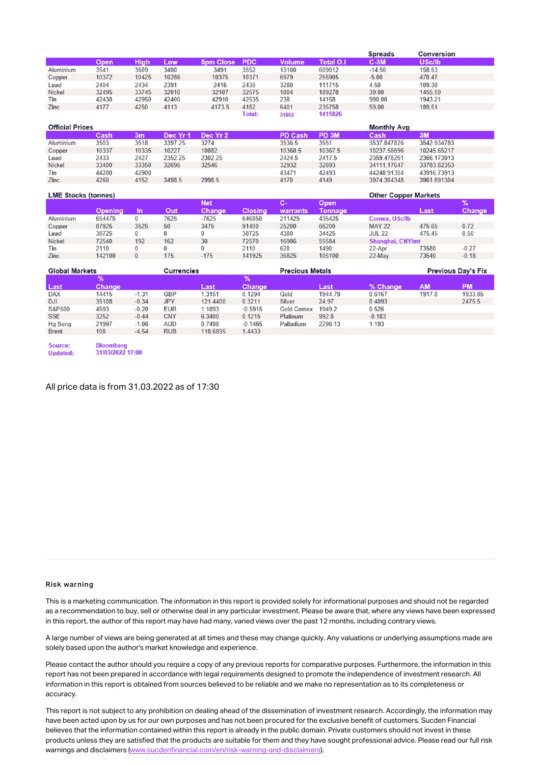| | Open | High | Low | 5pm Close | PDC | Volume | Total O.I | Spreads C-3M | Conversion USc/lb |
|---|---|---|---|---|---|---|---|---|---|
| Aluminium | 3541 | 3609 | 3480 | 3491 | 3552 | 13100 | 609012 | -14.50 | 158.53 |
| Copper | 10372 | 10425 | 10286 | 10375 | 10371 | 6979 | 255905 | -5.00 | 470.47 |
| Lead | 2404 | 2434 | 2391 | 2416 | 2430 | 3280 | 111715 | 4.50 | 109.38 |
| Nickel | 32495 | 33745 | 32010 | 32107 | 32575 | 1804 | 189278 | 39.00 | 1455.59 |
| Tin | 42430 | 42950 | 42400 | 42910 | 42535 | 238 | 14158 | 990.00 | 1943.21 |
| Zinc | 4177 | 4250 | 4113 | 4173.5 | 4182 | 6401 | 235758 | 59.00 | 189.51 |
| | | | | | Total: | 31802 | 1415826 | | |

**Official Prices**

| | Cash | 3m | Dec Yr 1 | Dec Yr 2 | PD Cash | PD 3M | Monthly Avg Cash | Monthly Avg 3M |
|---|---|---|---|---|---|---|---|---|
| Aluminium | 3503 | 3518 | 3397.25 | 3274 | 3536.5 | 3551 | 3537.847826 | 3542.934783 |
| Copper | 10337 | 10335 | 10227 | 10082 | 10360.5 | 10367.5 | 10237.58696 | 10245.65217 |
| Lead | 2433 | 2427 | 2352.25 | 2302.25 | 2424.5 | 2417.5 | 2359.478261 | 2366.173913 |
| Nickel | 33400 | 33350 | 32696 | 32546 | 32932 | 32893 | 34111.17647 | 33783.82353 |
| Tin | 44200 | 42900 | | | 43471 | 42493 | 44248.91304 | 43916.73913 |
| Zinc | 4260 | 4152 | 3498.5 | 2998.5 | 4170 | 4149 | 3974.304348 | 3961.891304 |

**LME Stocks (tonnes)**

| | Opening | In | Out | Net Change | Closing | C-warrants | Open Tonnage |
|---|---|---|---|---|---|---|---|
| Aluminium | 654475 | 0 | 7625 | -7625 | 646850 | 211425 | 435425 |
| Copper | 87925 | 3525 | 50 | 3475 | 91400 | 25200 | 66200 |
| Lead | 38725 | 0 | 0 | 0 | 38725 | 4300 | 34425 |
| Nickel | 72540 | 192 | 162 | 30 | 72570 | 16986 | 55584 |
| Tin | 2110 | 0 | 0 | 0 | 2110 | 620 | 1490 |
| Zinc | 142100 | 0 | 175 | -175 | 141925 | 36825 | 105100 |

**Other Copper Markets**

| | Last | % Change |
|---|---|---|
| Comex, USc/lb | | |
| MAY 22 | 475.05 | 0.72 |
| JUL 22 | 475.45 | 0.50 |
| Shanghai, CNY/mt | | |
| 22-Apr | 73580 | -0.27 |
| 22-May | 73540 | -0.18 |

**Global Markets**

| | Last | % Change |
|---|---|---|
| DAX | 14415 | -1.31 |
| DJI | 35108 | -0.34 |
| S&P500 | 4593 | -0.20 |
| SSE | 3252 | -0.44 |
| Hg Seng | 21997 | -1.06 |
| Brent | 108 | -4.54 |

**Currencies**

| | Last | % Change |
|---|---|---|
| GBP | 1.3151 | 0.1294 |
| JPY | 121.4400 | 0.3211 |
| EUR | 1.1093 | -0.5915 |
| CNY | 6.3400 | 0.1215 |
| AUD | 0.7498 | -0.1465 |
| RUB | 118.6895 | 1.4433 |

**Precious Metals**

| | Last | % Change | Previous Day's Fix AM | Previous Day's Fix PM |
|---|---|---|---|---|
| Gold | 1944.79 | 0.6167 | 1917.8 | 1933.85 |
| Silver | 24.97 | 0.4093 | | 2475.5 |
| Gold Comex | 1949.2 | 0.526 | | |
| Platinum | 992.8 | -0.183 | | |
| Palladium | 2296.13 | 1.193 | | |

Source: Bloomberg
Updated: 31/03/2022 17:00

All price data is from 31.03.2022 as of 17:30

## Risk warning

This is a marketing communication. The information in this report is provided solely for informational purposes and should not be regarded as a recommendation to buy, sell or otherwise deal in any particular investment. Please be aware that, where any views have been expressed in this report, the author of this report may have had many, varied views over the past 12 months, including contrary views.

A large number of views are being generated at all times and these may change quickly. Any valuations or underlying assumptions made are solely based upon the author's market knowledge and experience.

Please contact the author should you require a copy of any previous reports for comparative purposes. Furthermore, the information in this report has not been prepared in accordance with legal requirements designed to promote the independence of investment research. All information in this report is obtained from sources believed to be reliable and we make no representation as to its completeness or accuracy.

This report is not subject to any prohibition on dealing ahead of the dissemination of investment research. Accordingly, the information may have been acted upon by us for our own purposes and has not been procured for the exclusive benefit of customers. Sucden Financial believes that the information contained within this report is already in the public domain. Private customers should not invest in these products unless they are satisfied that the products are suitable for them and they have sought professional advice. Please read our full risk warnings and disclaimers (www.sucdenfinancial.com/en/risk-warning-and-disclaimers).